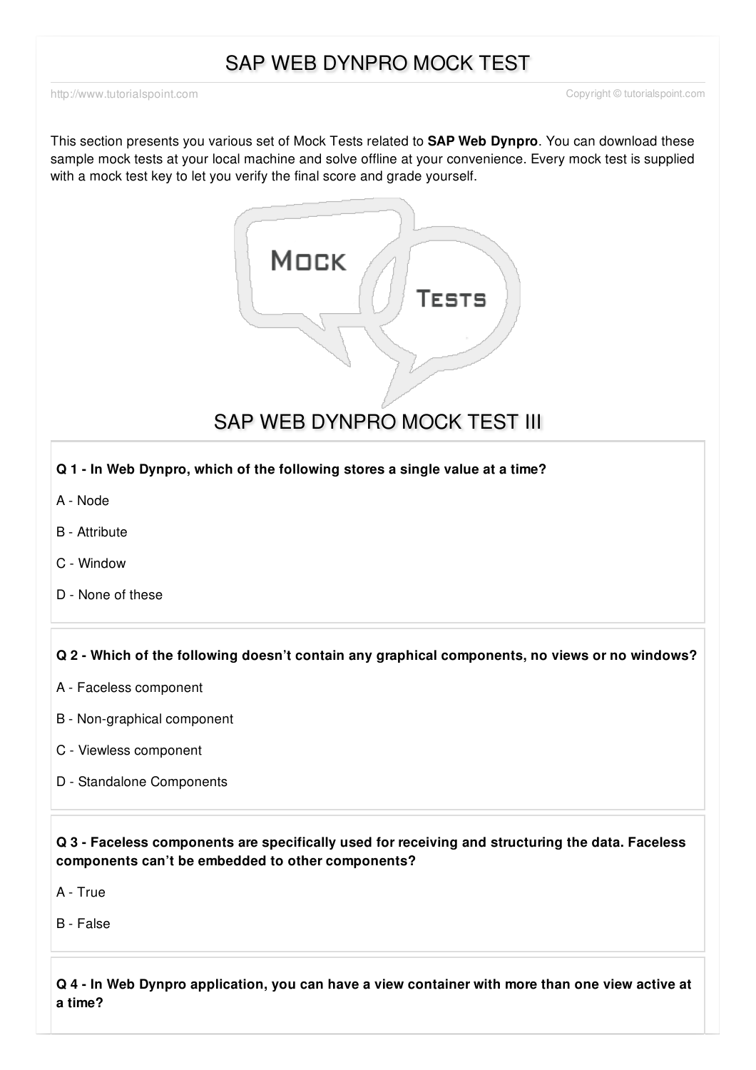# SAP WEB DYNPRO MOCK TEST

http://www.tutorialspoint.com Copyright © tutorialspoint.com

This section presents you various set of Mock Tests related to **SAP Web Dynpro**. You can download these sample mock tests at your local machine and solve offline at your convenience. Every mock test is supplied with a mock test key to let you verify the final score and grade yourself.

## SAP WEB DYNPRO MOCK TEST III

**Q 1 - In Web Dynpro, which of the following stores a single value at a time?**

A - Node

B - Attribute

C - Window

D - None of these

**Q 2 - Which of the following doesn't contain any graphical components, no views or no windows?**

A - Faceless component

B - Non-graphical component

C - Viewless component

D - Standalone Components

**Q 3 - Faceless components are specifically used for receiving and structuring the data. Faceless components can't be embedded to other components?**

A - True

B - False

**Q 4 - In Web Dynpro application, you can have a view container with more than one view active at a time?**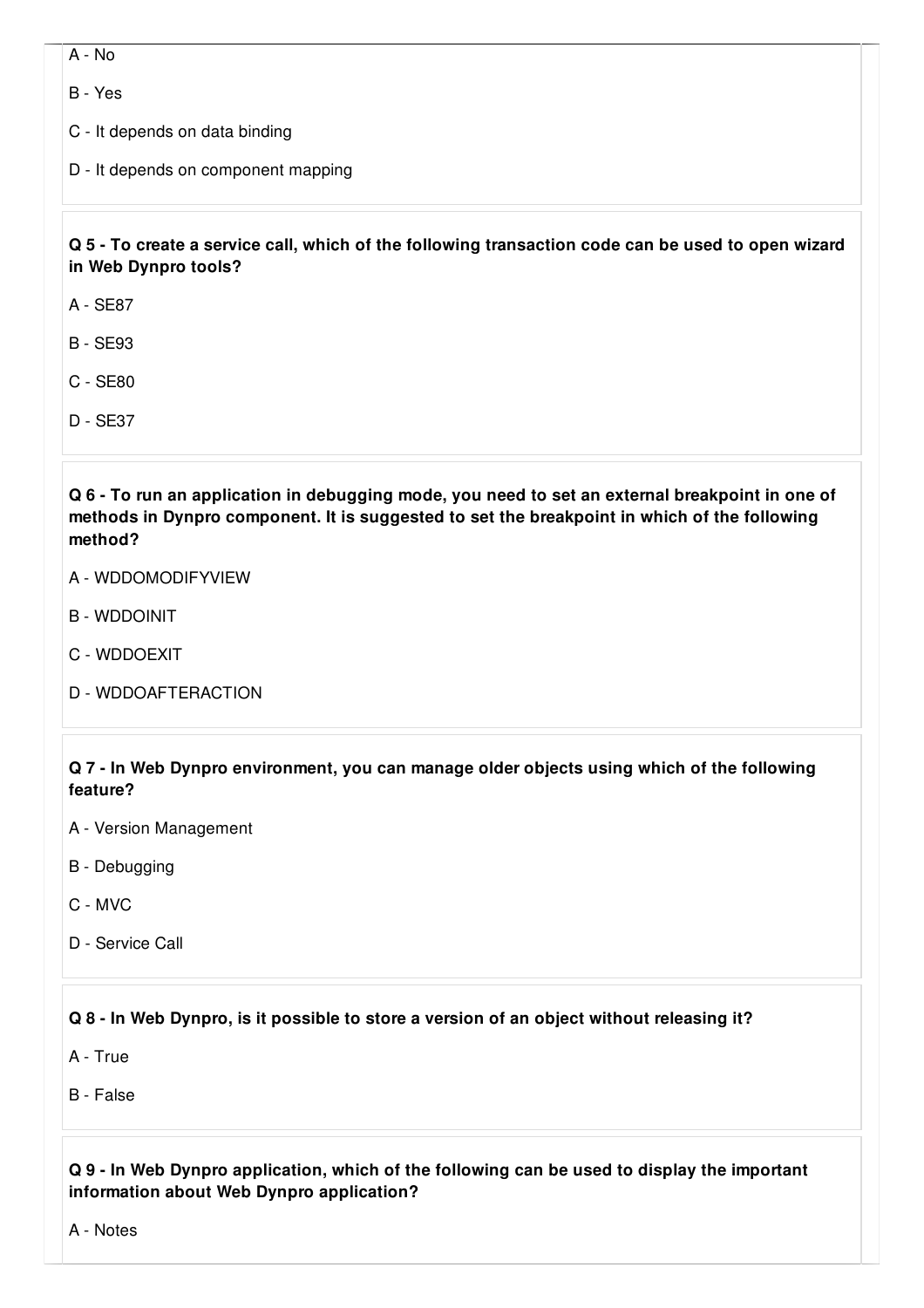A - No

B - Yes

C - It depends on data binding

D - It depends on component mapping

**Q 5 - To create a service call, which of the following transaction code can be used to open wizard in Web Dynpro tools?**

A - SE87

B - SE93

C - SE80

D - SE37

**Q 6 - To run an application in debugging mode, you need to set an external breakpoint in one of methods in Dynpro component. It is suggested to set the breakpoint in which of the following method?**

A - WDDOMODIFYVIEW

B - WDDOINIT

C - WDDOEXIT

D - WDDOAFTERACTION

**Q 7 - In Web Dynpro environment, you can manage older objects using which of the following feature?**

A - Version Management

B - Debugging

C - MVC

D - Service Call

**Q 8 - In Web Dynpro, is it possible to store a version of an object without releasing it?**

A - True

B - False

**Q 9 - In Web Dynpro application, which of the following can be used to display the important information about Web Dynpro application?**

A - Notes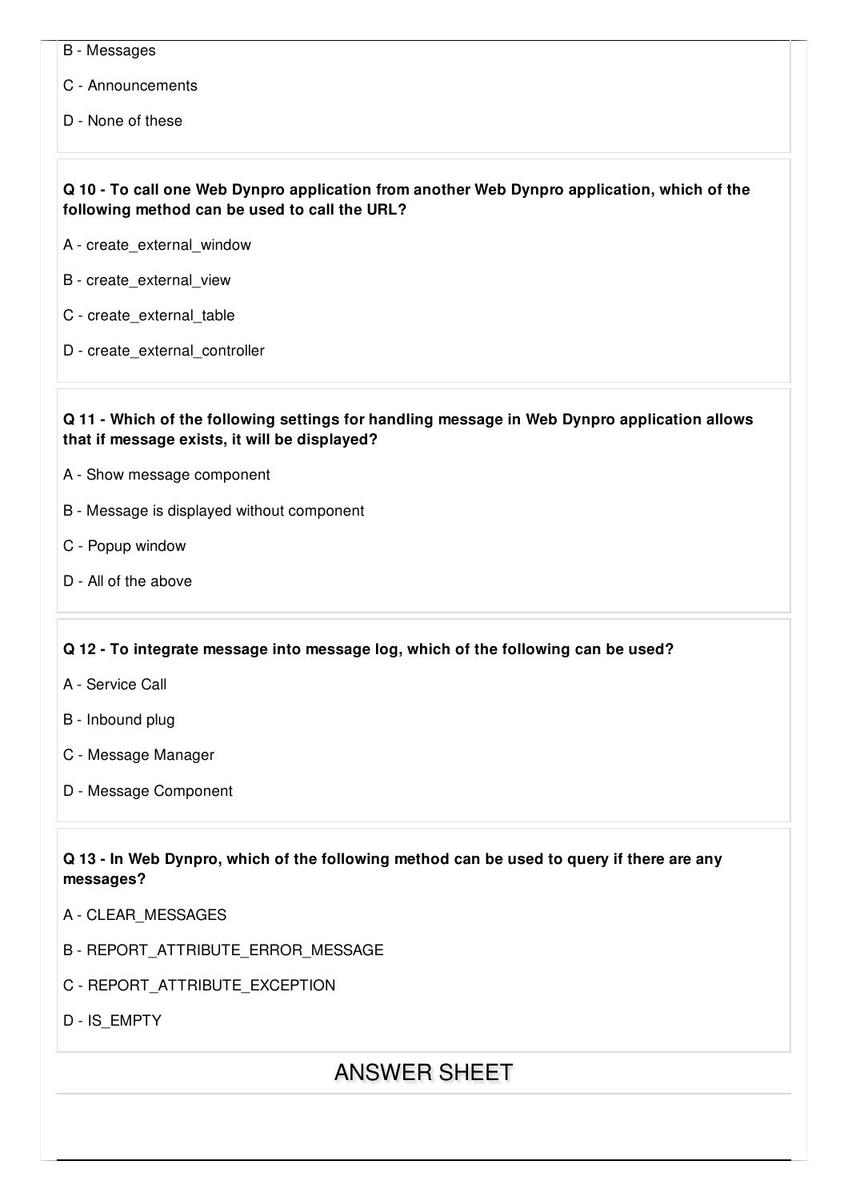B - Messages

C - Announcements

D - None of these

**Q 10 - To call one Web Dynpro application from another Web Dynpro application, which of the following method can be used to call the URL?**

A - create_external_window

B - create_external_view

C - create_external_table

D - create_external_controller

**Q 11 - Which of the following settings for handling message in Web Dynpro application allows that if message exists, it will be displayed?**

A - Show message component

B - Message is displayed without component

C - Popup window

D - All of the above

**Q 12 - To integrate message into message log, which of the following can be used?**

A - Service Call

B - Inbound plug

C - Message Manager

D - Message Component

**Q 13 - In Web Dynpro, which of the following method can be used to query if there are any messages?**

A - CLEAR_MESSAGES

B - REPORT_ATTRIBUTE_ERROR_MESSAGE

C - REPORT_ATTRIBUTE_EXCEPTION

D - IS_EMPTY

## ANSWER SHEET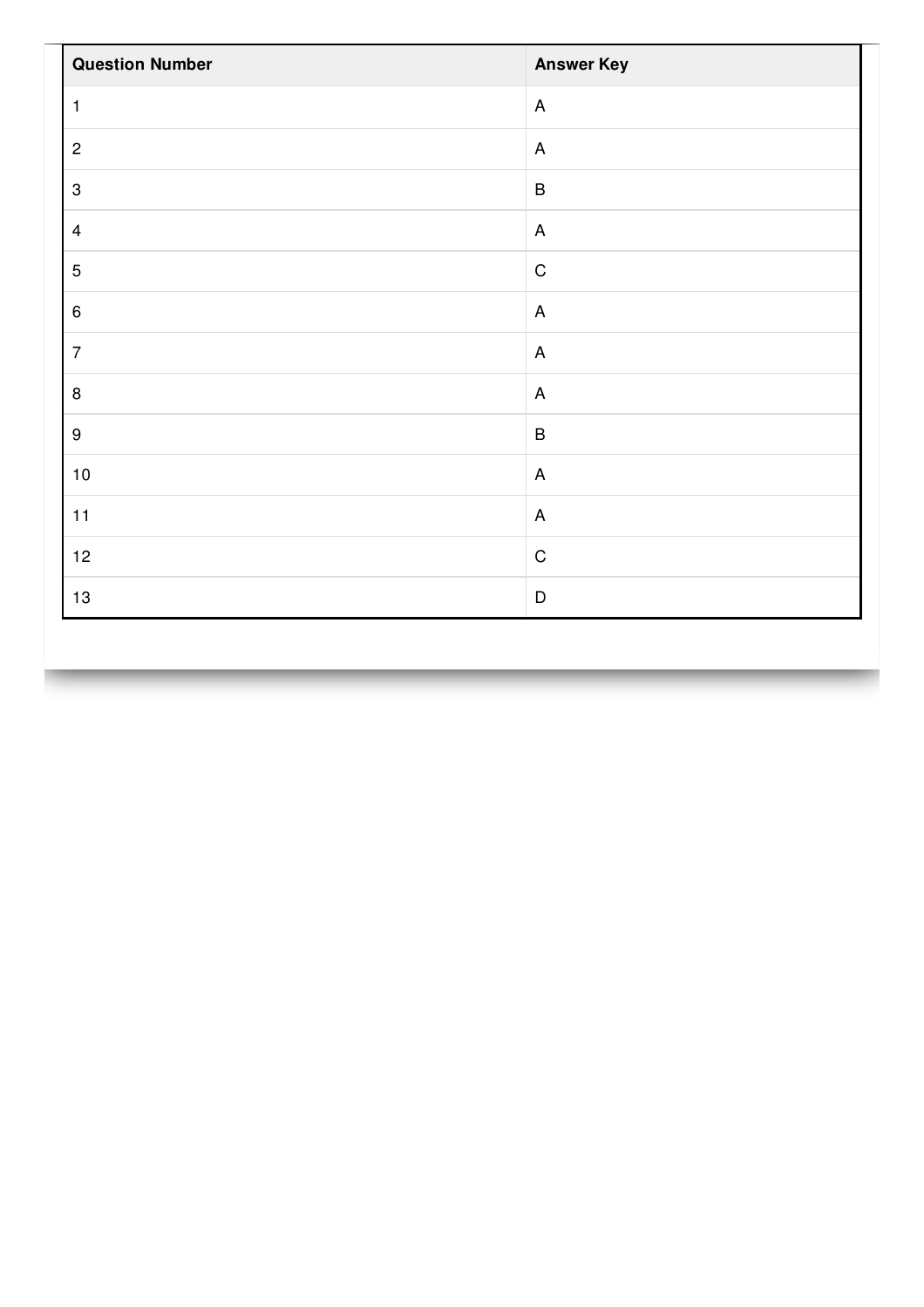| Question Number | Answer Key |
| --- | --- |
| 1 | A |
| 2 | A |
| 3 | B |
| 4 | A |
| 5 | C |
| 6 | A |
| 7 | A |
| 8 | A |
| 9 | B |
| 10 | A |
| 11 | A |
| 12 | C |
| 13 | D |